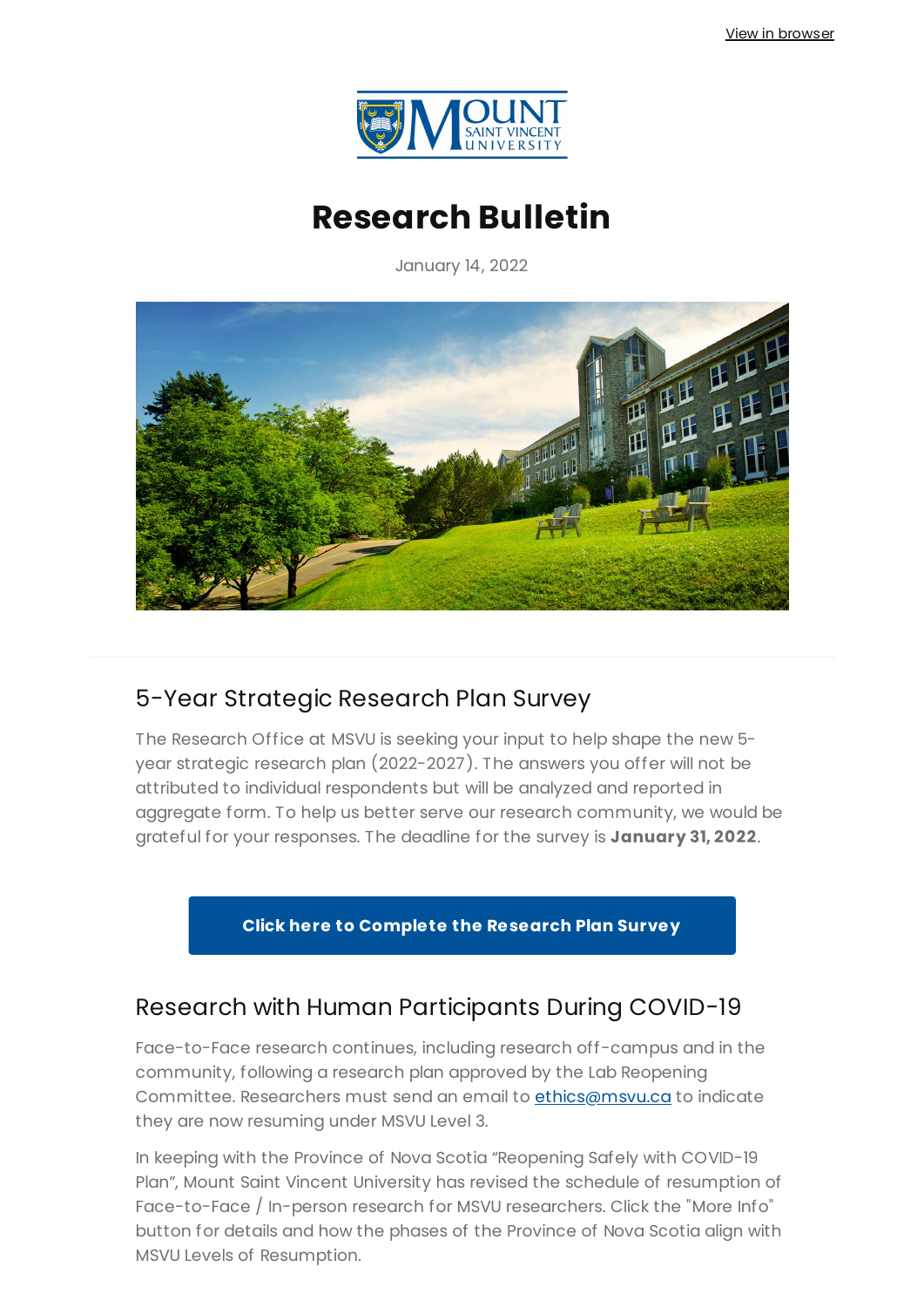View in browser

# Research Bulletin

January 14, 2022

## 5-Year Strategic Research Plan Survey

The Research Office at MSVU is seeking your input to help shape the new 5-year strategic research plan (2022-2027). The answers you offer will not be attributed to individual respondents but will be analyzed and reported in aggregate form. To help us better serve our research community, we would be grateful for your responses. The deadline for the survey is **January 31, 2022**.

**Click here to Complete the Research Plan Survey**

## Research with Human Participants During COVID-19

Face-to-Face research continues, including research off-campus and in the community, following a research plan approved by the Lab Reopening Committee. Researchers must send an email to ethics@msvu.ca to indicate they are now resuming under MSVU Level 3.

In keeping with the Province of Nova Scotia "Reopening Safely with COVID-19 Plan", Mount Saint Vincent University has revised the schedule of resumption of Face-to-Face / In-person research for MSVU researchers. Click the "More Info" button for details and how the phases of the Province of Nova Scotia align with MSVU Levels of Resumption.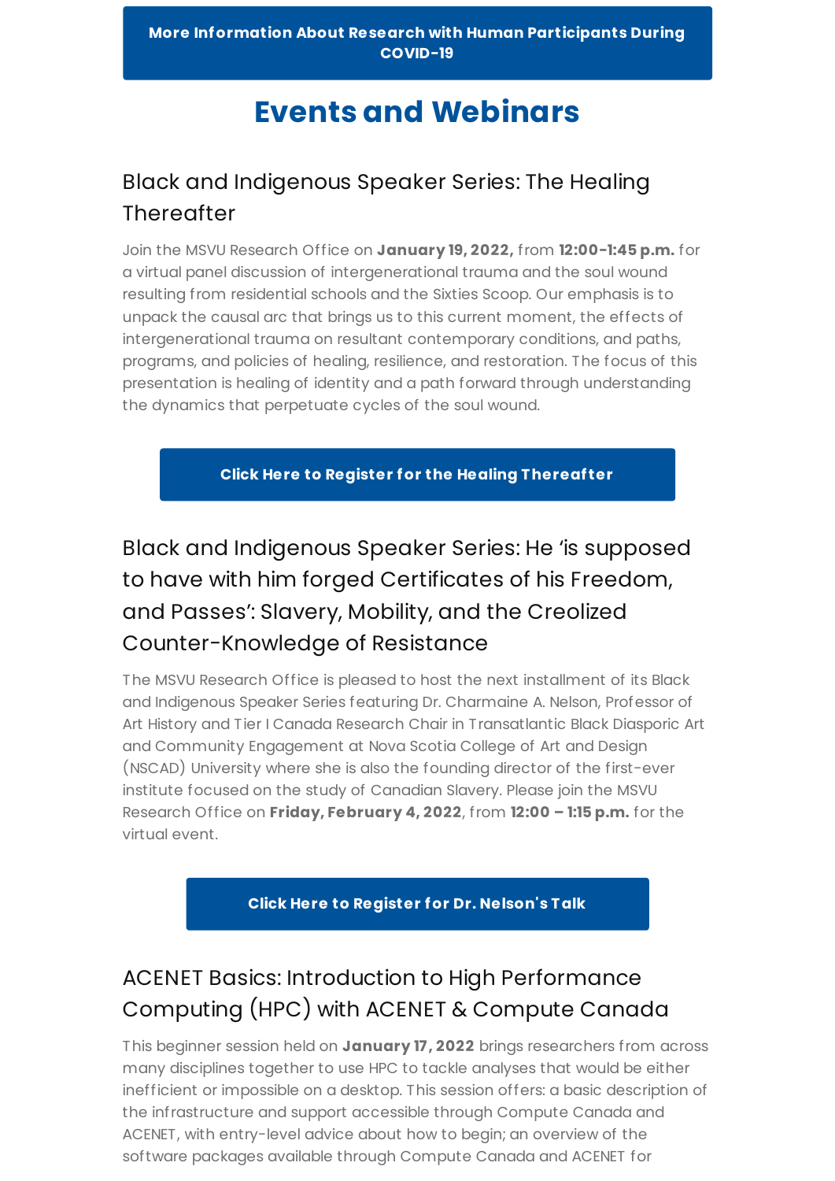**More Information About Research with Human Participants During COVID-19**

## Events and Webinars

### Black and Indigenous Speaker Series: The Healing Thereafter

Join the MSVU Research Office on **January 19, 2022,** from **12:00-1:45 p.m.** for a virtual panel discussion of intergenerational trauma and the soul wound resulting from residential schools and the Sixties Scoop. Our emphasis is to unpack the causal arc that brings us to this current moment, the effects of intergenerational trauma on resultant contemporary conditions, and paths, programs, and policies of healing, resilience, and restoration. The focus of this presentation is healing of identity and a path forward through understanding the dynamics that perpetuate cycles of the soul wound.

**Click Here to Register for the Healing Thereafter**

### Black and Indigenous Speaker Series: He 'is supposed to have with him forged Certificates of his Freedom, and Passes': Slavery, Mobility, and the Creolized Counter-Knowledge of Resistance

The MSVU Research Office is pleased to host the next installment of its Black and Indigenous Speaker Series featuring Dr. Charmaine A. Nelson, Professor of Art History and Tier I Canada Research Chair in Transatlantic Black Diasporic Art and Community Engagement at Nova Scotia College of Art and Design (NSCAD) University where she is also the founding director of the first-ever institute focused on the study of Canadian Slavery. Please join the MSVU Research Office on **Friday, February 4, 2022**, from **12:00 – 1:15 p.m.** for the virtual event.

**Click Here to Register for Dr. Nelson's Talk**

### ACENET Basics: Introduction to High Performance Computing (HPC) with ACENET & Compute Canada

This beginner session held on **January 17, 2022** brings researchers from across many disciplines together to use HPC to tackle analyses that would be either inefficient or impossible on a desktop. This session offers: a basic description of the infrastructure and support accessible through Compute Canada and ACENET, with entry-level advice about how to begin; an overview of the software packages available through Compute Canada and ACENET for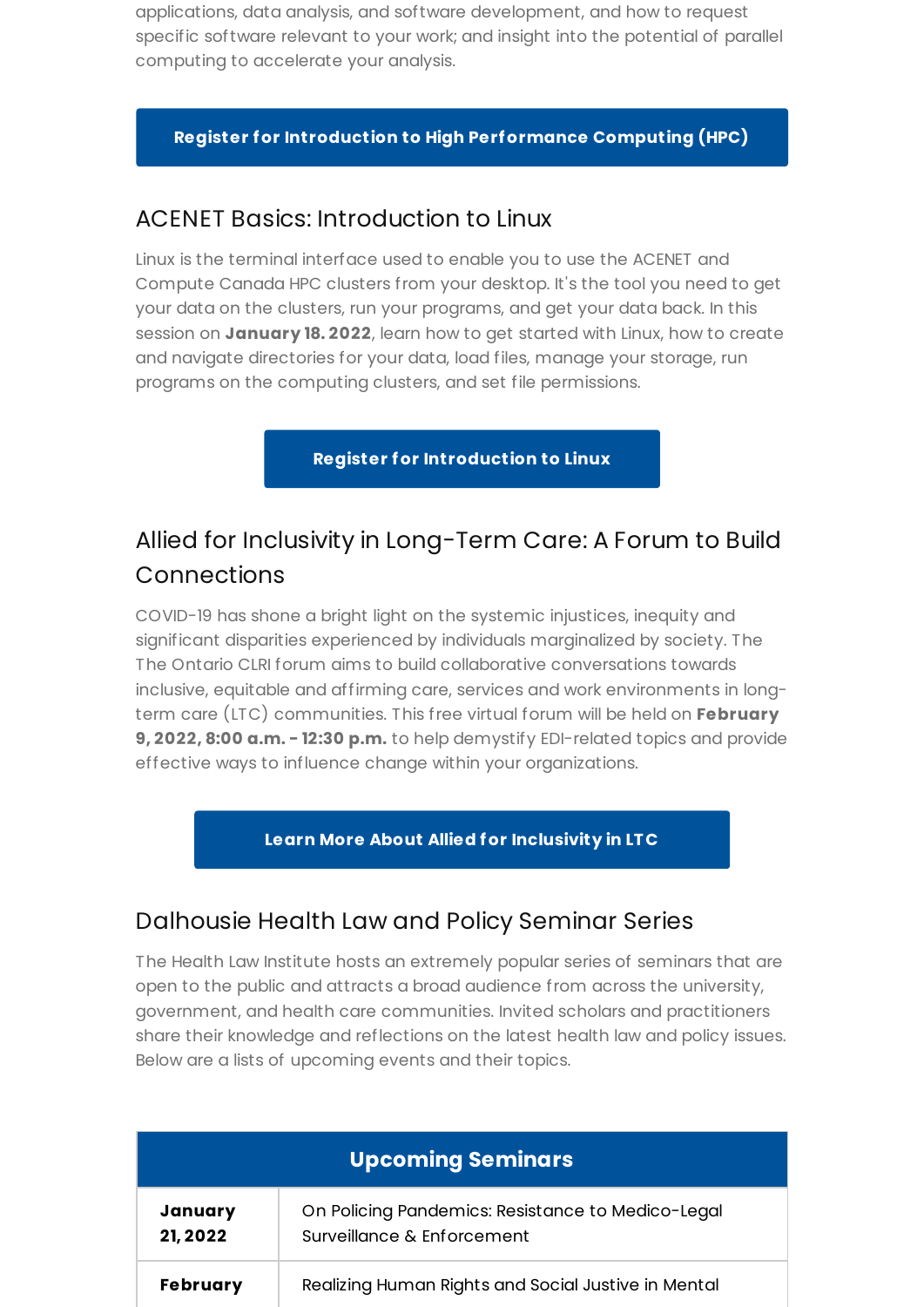applications, data analysis, and software development, and how to request specific software relevant to your work; and insight into the potential of parallel computing to accelerate your analysis.

**Register for Introduction to High Performance Computing (HPC)**

## ACENET Basics: Introduction to Linux

Linux is the terminal interface used to enable you to use the ACENET and Compute Canada HPC clusters from your desktop. It's the tool you need to get your data on the clusters, run your programs, and get your data back. In this session on **January 18. 2022**, learn how to get started with Linux, how to create and navigate directories for your data, load files, manage your storage, run programs on the computing clusters, and set file permissions.

**Register for Introduction to Linux**

## Allied for Inclusivity in Long-Term Care: A Forum to Build Connections

COVID-19 has shone a bright light on the systemic injustices, inequity and significant disparities experienced by individuals marginalized by society. The The Ontario CLRI forum aims to build collaborative conversations towards inclusive, equitable and affirming care, services and work environments in long-term care (LTC) communities. This free virtual forum will be held on **February 9, 2022, 8:00 a.m. - 12:30 p.m.** to help demystify EDI-related topics and provide effective ways to influence change within your organizations.

**Learn More About Allied for Inclusivity in LTC**

## Dalhousie Health Law and Policy Seminar Series

The Health Law Institute hosts an extremely popular series of seminars that are open to the public and attracts a broad audience from across the university, government, and health care communities. Invited scholars and practitioners share their knowledge and reflections on the latest health law and policy issues. Below are a lists of upcoming events and their topics.

| Upcoming Seminars | |
|---|---|
| **January 21, 2022** | On Policing Pandemics: Resistance to Medico-Legal Surveillance & Enforcement |
| **February** | Realizing Human Rights and Social Justive in Mental |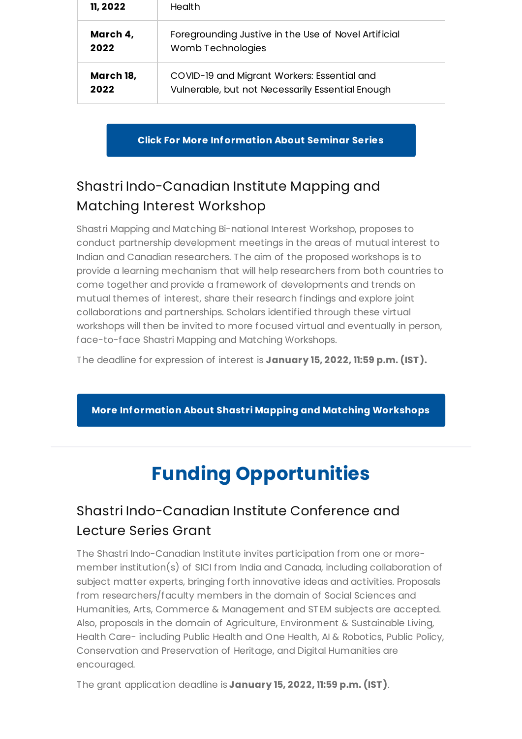| | |
|---|---|
| **11, 2022** | Health |
| **March 4, 2022** | Foregrounding Justive in the Use of Novel Artificial Womb Technologies |
| **March 18, 2022** | COVID-19 and Migrant Workers: Essential and Vulnerable, but not Necessarily Essential Enough |

**Click For More Information About Seminar Series**

### Shastri Indo-Canadian Institute Mapping and Matching Interest Workshop

Shastri Mapping and Matching Bi-national Interest Workshop, proposes to conduct partnership development meetings in the areas of mutual interest to Indian and Canadian researchers. The aim of the proposed workshops is to provide a learning mechanism that will help researchers from both countries to come together and provide a framework of developments and trends on mutual themes of interest, share their research findings and explore joint collaborations and partnerships. Scholars identified through these virtual workshops will then be invited to more focused virtual and eventually in person, face-to-face Shastri Mapping and Matching Workshops.

The deadline for expression of interest is **January 15, 2022, 11:59 p.m. (IST).**

**More Information About Shastri Mapping and Matching Workshops**

## Funding Opportunities

### Shastri Indo-Canadian Institute Conference and Lecture Series Grant

The Shastri Indo-Canadian Institute invites participation from one or more-member institution(s) of SICI from India and Canada, including collaboration of subject matter experts, bringing forth innovative ideas and activities. Proposals from researchers/faculty members in the domain of Social Sciences and Humanities, Arts, Commerce & Management and STEM subjects are accepted. Also, proposals in the domain of Agriculture, Environment & Sustainable Living, Health Care- including Public Health and One Health, AI & Robotics, Public Policy, Conservation and Preservation of Heritage, and Digital Humanities are encouraged.

The grant application deadline is **January 15, 2022, 11:59 p.m. (IST)**.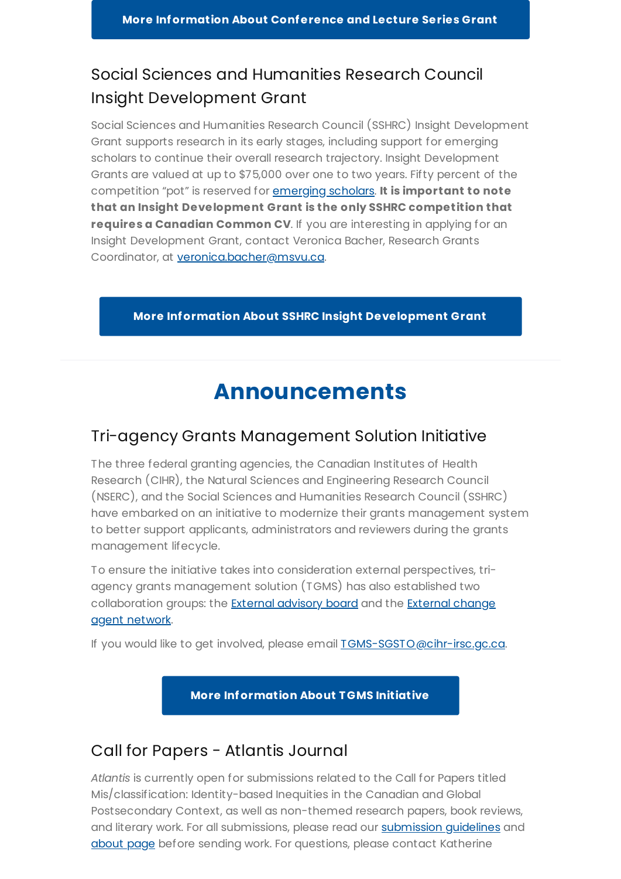**More Information About Conference and Lecture Series Grant**

## Social Sciences and Humanities Research Council Insight Development Grant

Social Sciences and Humanities Research Council (SSHRC) Insight Development Grant supports research in its early stages, including support for emerging scholars to continue their overall research trajectory. Insight Development Grants are valued at up to $75,000 over one to two years. Fifty percent of the competition "pot" is reserved for emerging scholars. **It is important to note that an Insight Development Grant is the only SSHRC competition that requires a Canadian Common CV**. If you are interesting in applying for an Insight Development Grant, contact Veronica Bacher, Research Grants Coordinator, at veronica.bacher@msvu.ca.

**More Information About SSHRC Insight Development Grant**

---

# Announcements

## Tri-agency Grants Management Solution Initiative

The three federal granting agencies, the Canadian Institutes of Health Research (CIHR), the Natural Sciences and Engineering Research Council (NSERC), and the Social Sciences and Humanities Research Council (SSHRC) have embarked on an initiative to modernize their grants management system to better support applicants, administrators and reviewers during the grants management lifecycle.

To ensure the initiative takes into consideration external perspectives, tri-agency grants management solution (TGMS) has also established two collaboration groups: the External advisory board and the External change agent network.

If you would like to get involved, please email TGMS-SGSTO@cihr-irsc.gc.ca.

**More Information About TGMS Initiative**

## Call for Papers - Atlantis Journal

*Atlantis* is currently open for submissions related to the Call for Papers titled Mis/classification: Identity-based Inequities in the Canadian and Global Postsecondary Context, as well as non-themed research papers, book reviews, and literary work. For all submissions, please read our submission guidelines and about page before sending work. For questions, please contact Katherine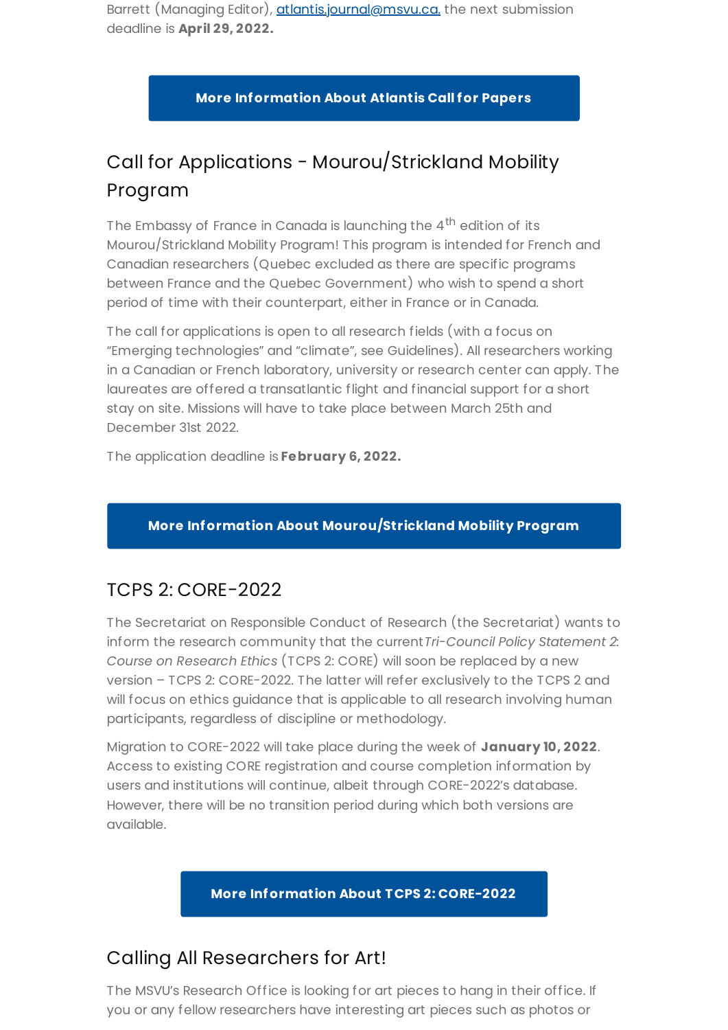Barrett (Managing Editor), [atlantis.journal@msvu.ca.](mailto:atlantis.journal@msvu.ca) the next submission deadline is **April 29, 2022.**

**More Information About Atlantis Call for Papers**

## Call for Applications - Mourou/Strickland Mobility Program

The Embassy of France in Canada is launching the 4th edition of its Mourou/Strickland Mobility Program! This program is intended for French and Canadian researchers (Quebec excluded as there are specific programs between France and the Quebec Government) who wish to spend a short period of time with their counterpart, either in France or in Canada.

The call for applications is open to all research fields (with a focus on "Emerging technologies" and "climate", see Guidelines). All researchers working in a Canadian or French laboratory, university or research center can apply. The laureates are offered a transatlantic flight and financial support for a short stay on site. Missions will have to take place between March 25th and December 31st 2022.

The application deadline is **February 6, 2022.**

**More Information About Mourou/Strickland Mobility Program**

## TCPS 2: CORE-2022

The Secretariat on Responsible Conduct of Research (the Secretariat) wants to inform the research community that the current *Tri-Council Policy Statement 2: Course on Research Ethics* (TCPS 2: CORE) will soon be replaced by a new version – TCPS 2: CORE-2022. The latter will refer exclusively to the TCPS 2 and will focus on ethics guidance that is applicable to all research involving human participants, regardless of discipline or methodology.

Migration to CORE-2022 will take place during the week of **January 10, 2022**. Access to existing CORE registration and course completion information by users and institutions will continue, albeit through CORE-2022's database. However, there will be no transition period during which both versions are available.

**More Information About TCPS 2: CORE-2022**

## Calling All Researchers for Art!

The MSVU's Research Office is looking for art pieces to hang in their office. If you or any fellow researchers have interesting art pieces such as photos or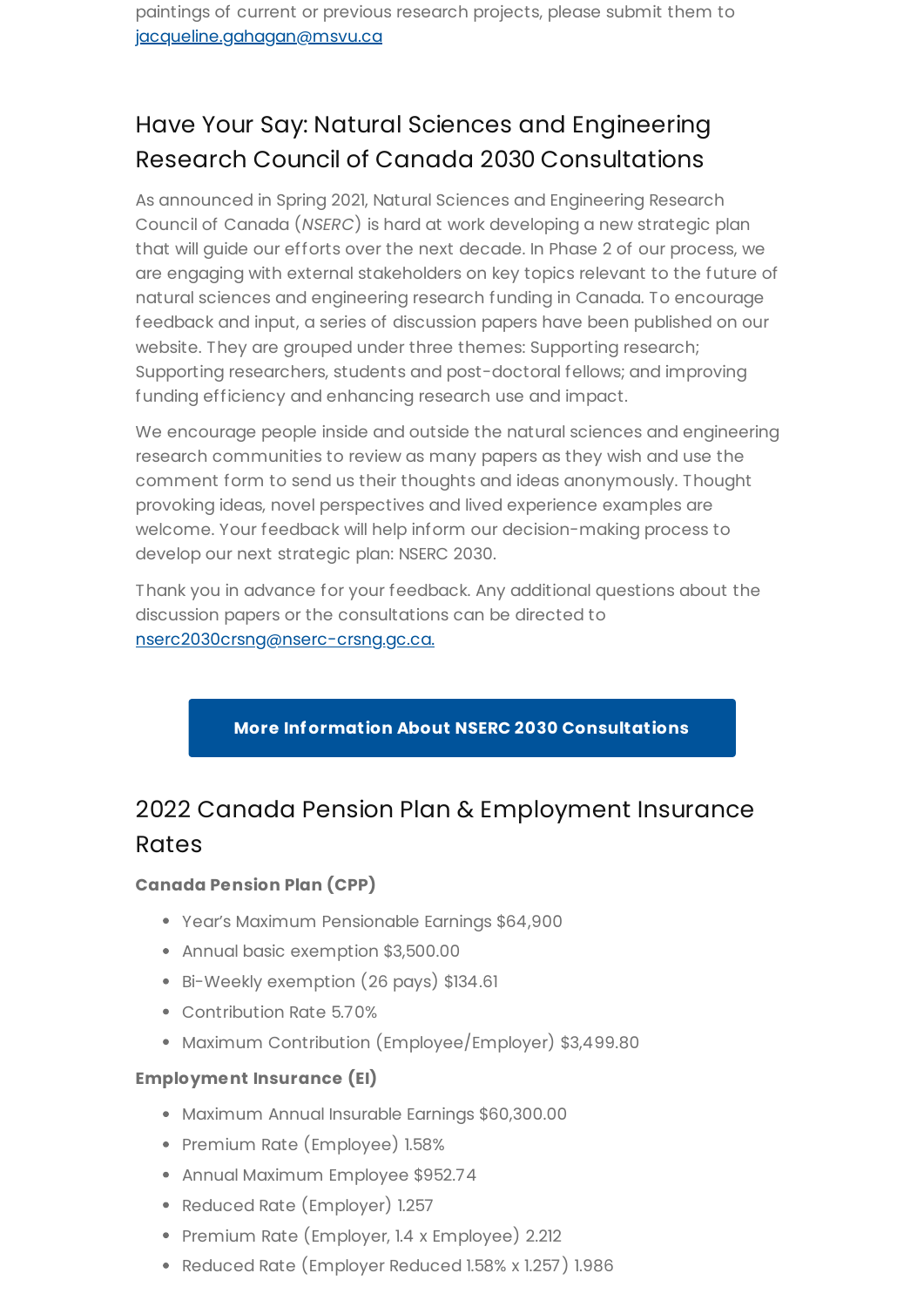paintings of current or previous research projects, please submit them to [jacqueline.gahagan@msvu.ca](mailto:jacqueline.gahagan@msvu.ca)

## Have Your Say: Natural Sciences and Engineering Research Council of Canada 2030 Consultations

As announced in Spring 2021, Natural Sciences and Engineering Research Council of Canada (*NSERC*) is hard at work developing a new strategic plan that will guide our efforts over the next decade. In Phase 2 of our process, we are engaging with external stakeholders on key topics relevant to the future of natural sciences and engineering research funding in Canada. To encourage feedback and input, a series of discussion papers have been published on our website. They are grouped under three themes: Supporting research; Supporting researchers, students and post-doctoral fellows; and improving funding efficiency and enhancing research use and impact.

We encourage people inside and outside the natural sciences and engineering research communities to review as many papers as they wish and use the comment form to send us their thoughts and ideas anonymously. Thought provoking ideas, novel perspectives and lived experience examples are welcome. Your feedback will help inform our decision-making process to develop our next strategic plan: NSERC 2030.

Thank you in advance for your feedback. Any additional questions about the discussion papers or the consultations can be directed to [nserc2030crsng@nserc-crsng.gc.ca.](mailto:nserc2030crsng@nserc-crsng.gc.ca)

**More Information About NSERC 2030 Consultations**

## 2022 Canada Pension Plan & Employment Insurance Rates

**Canada Pension Plan (CPP)**

- Year's Maximum Pensionable Earnings $64,900
- Annual basic exemption $3,500.00
- Bi-Weekly exemption (26 pays) $134.61
- Contribution Rate 5.70%
- Maximum Contribution (Employee/Employer) $3,499.80

**Employment Insurance (EI)**

- Maximum Annual Insurable Earnings $60,300.00
- Premium Rate (Employee) 1.58%
- Annual Maximum Employee $952.74
- Reduced Rate (Employer) 1.257
- Premium Rate (Employer, 1.4 x Employee) 2.212
- Reduced Rate (Employer Reduced 1.58% x 1.257) 1.986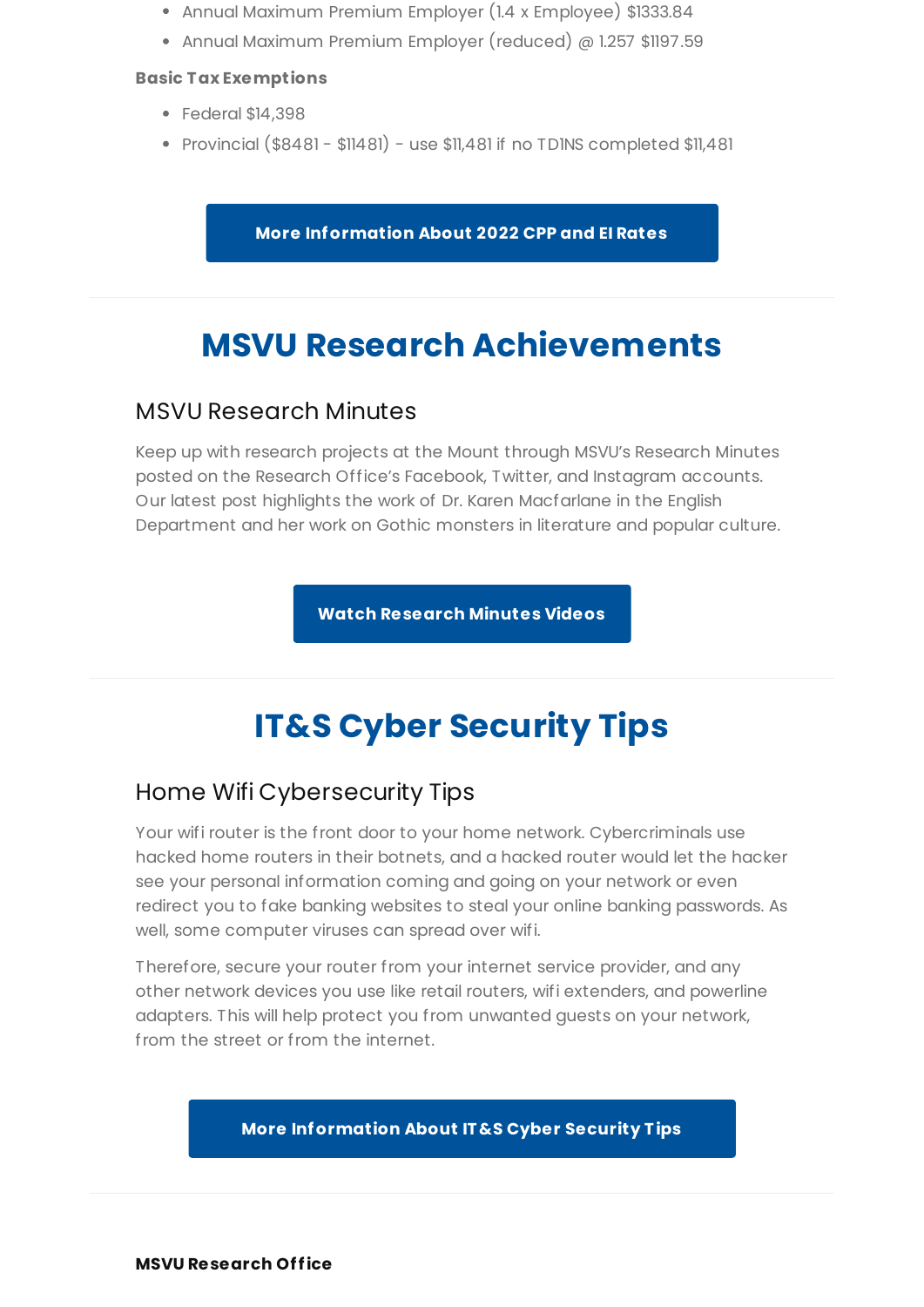- Annual Maximum Premium Employer (1.4 x Employee) $1333.84
- Annual Maximum Premium Employer (reduced) @ 1.257 $1197.59

**Basic Tax Exemptions**

- Federal $14,398
- Provincial ($8481 - $11481) - use $11,481 if no TD1NS completed $11,481

**More Information About 2022 CPP and EI Rates**

# MSVU Research Achievements

## MSVU Research Minutes

Keep up with research projects at the Mount through MSVU's Research Minutes posted on the Research Office's Facebook, Twitter, and Instagram accounts. Our latest post highlights the work of Dr. Karen Macfarlane in the English Department and her work on Gothic monsters in literature and popular culture.

**Watch Research Minutes Videos**

# IT&S Cyber Security Tips

## Home Wifi Cybersecurity Tips

Your wifi router is the front door to your home network. Cybercriminals use hacked home routers in their botnets, and a hacked router would let the hacker see your personal information coming and going on your network or even redirect you to fake banking websites to steal your online banking passwords. As well, some computer viruses can spread over wifi.

Therefore, secure your router from your internet service provider, and any other network devices you use like retail routers, wifi extenders, and powerline adapters. This will help protect you from unwanted guests on your network, from the street or from the internet.

**More Information About IT&S Cyber Security Tips**

**MSVU Research Office**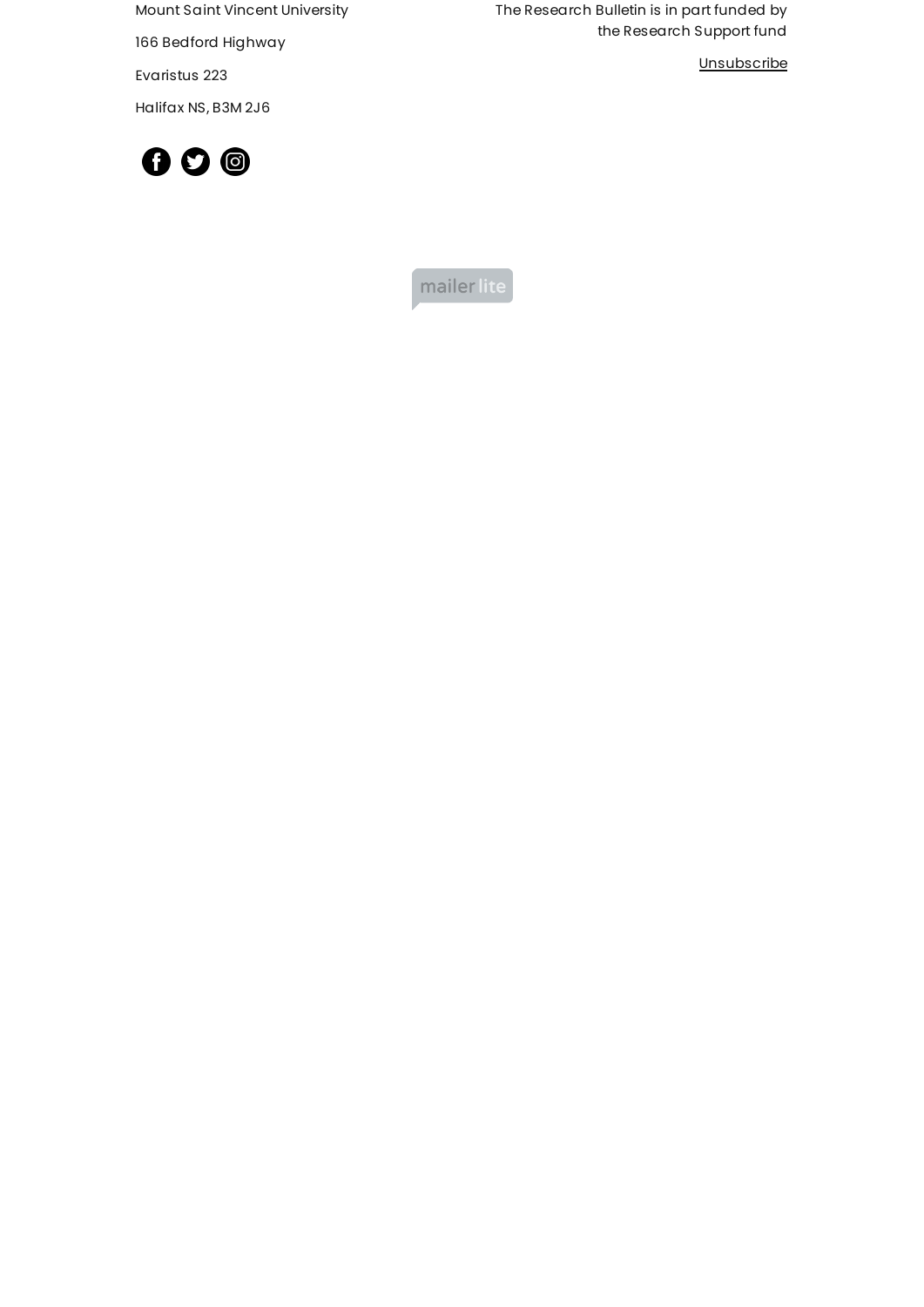Mount Saint Vincent University

166 Bedford Highway

Evaristus 223

Halifax NS, B3M 2J6

The Research Bulletin is in part funded by the Research Support fund

Unsubscribe